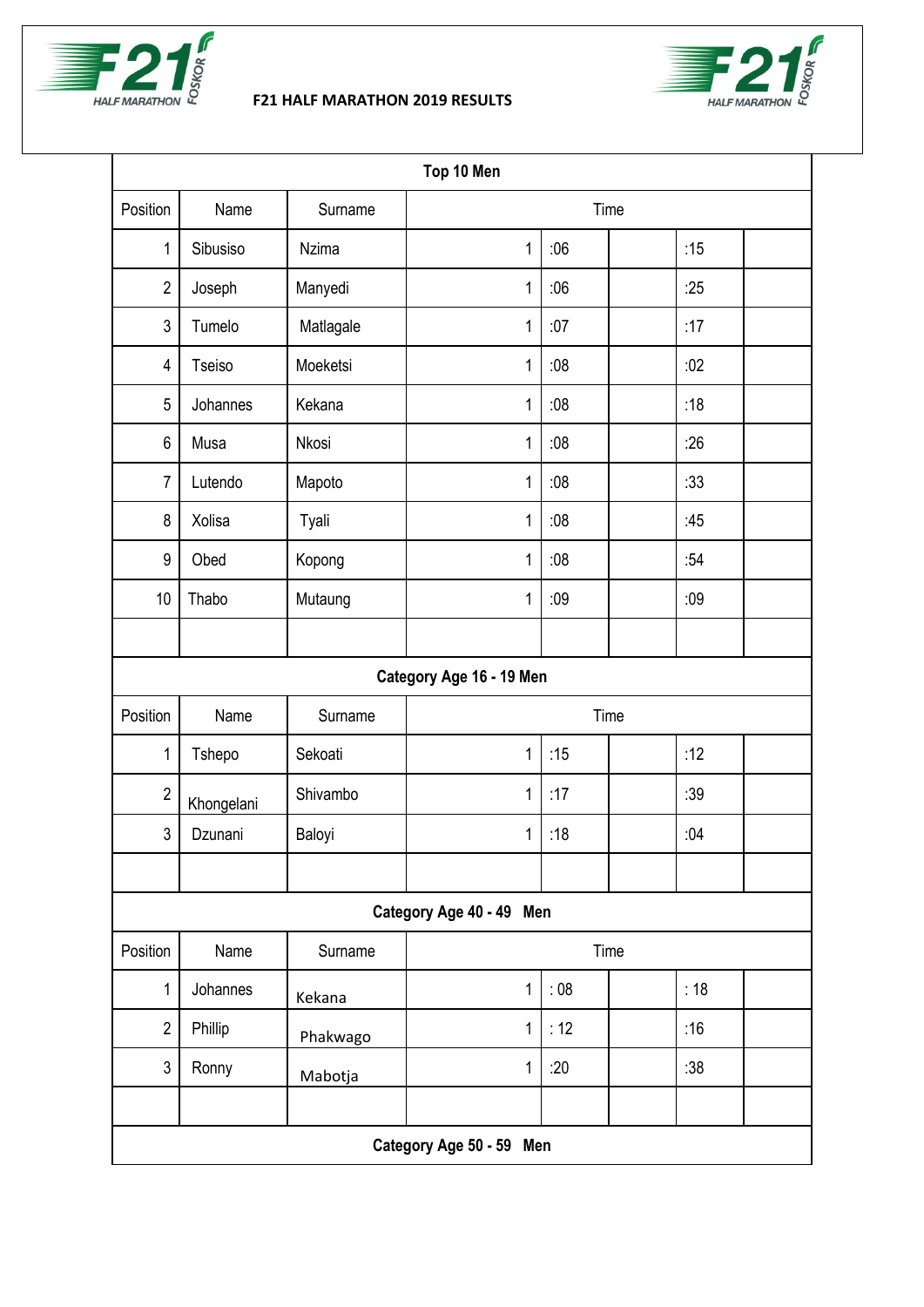# F21 HALF MARATHON 2019 RESULTS

| Top 10 Men | | | | | | | |
|---|---|---|---|---|---|---|---|
| Position | Name | Surname | Time | | | | |
| 1 | Sibusiso | Nzima | 1 | :06 | | :15 | |
| 2 | Joseph | Manyedi | 1 | :06 | | :25 | |
| 3 | Tumelo | Matlagale | 1 | :07 | | :17 | |
| 4 | Tseiso | Moeketsi | 1 | :08 | | :02 | |
| 5 | Johannes | Kekana | 1 | :08 | | :18 | |
| 6 | Musa | Nkosi | 1 | :08 | | :26 | |
| 7 | Lutendo | Mapoto | 1 | :08 | | :33 | |
| 8 | Xolisa | Tyali | 1 | :08 | | :45 | |
| 9 | Obed | Kopong | 1 | :08 | | :54 | |
| 10 | Thabo | Mutaung | 1 | :09 | | :09 | |

| Category Age 16 - 19 Men | | | | | | | |
|---|---|---|---|---|---|---|---|
| Position | Name | Surname | Time | | | | |
| 1 | Tshepo | Sekoati | 1 | :15 | | :12 | |
| 2 | Khongelani | Shivambo | 1 | :17 | | :39 | |
| 3 | Dzunani | Baloyi | 1 | :18 | | :04 | |

| Category Age 40 - 49 Men | | | | | | | |
|---|---|---|---|---|---|---|---|
| Position | Name | Surname | Time | | | | |
| 1 | Johannes | Kekana | 1 | : 08 | | : 18 | |
| 2 | Phillip | Phakwago | 1 | : 12 | | :16 | |
| 3 | Ronny | Mabotja | 1 | :20 | | :38 | |

**Category Age 50 - 59 Men**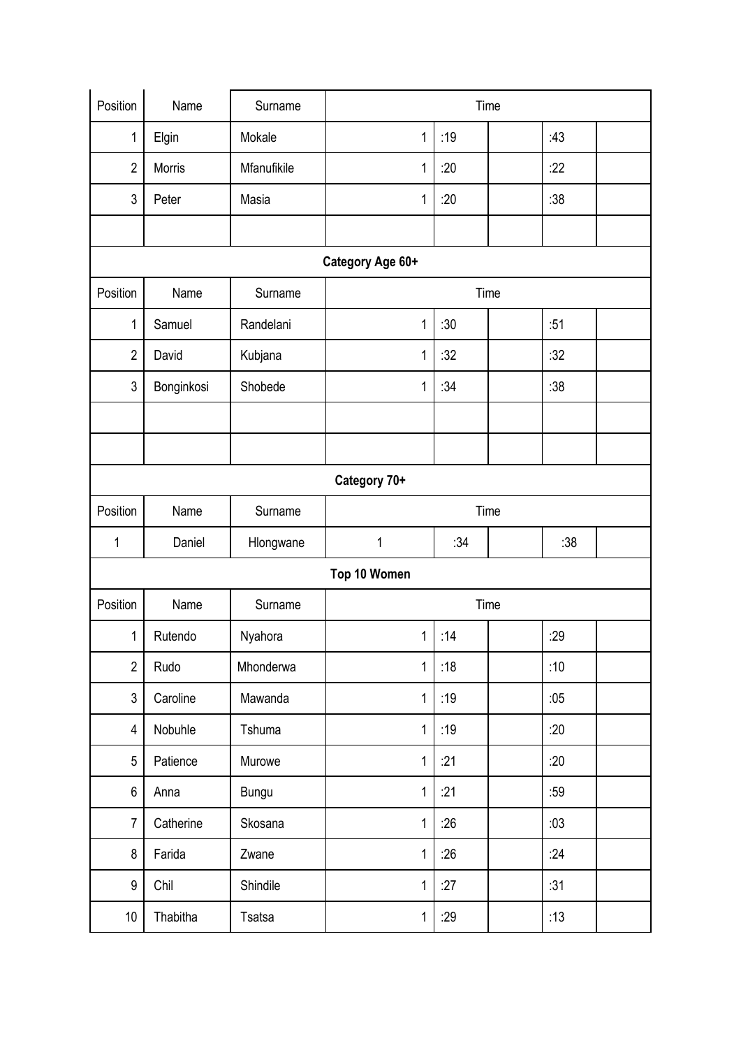| Position | Name | Surname | Time | | | | |
|---|---|---|---|---|---|---|---|
| 1 | Elgin | Mokale | 1 | :19 | | :43 | |
| 2 | Morris | Mfanufikile | 1 | :20 | | :22 | |
| 3 | Peter | Masia | 1 | :20 | | :38 | |
| | | | | | | | |
| **Category Age 60+** | | | | | | | |
| Position | Name | Surname | Time | | | | |
| 1 | Samuel | Randelani | 1 | :30 | | :51 | |
| 2 | David | Kubjana | 1 | :32 | | :32 | |
| 3 | Bonginkosi | Shobede | 1 | :34 | | :38 | |
| | | | | | | | |
| | | | | | | | |
| **Category 70+** | | | | | | | |
| Position | Name | Surname | Time | | | | |
| 1 | Daniel | Hlongwane | 1 | :34 | | :38 | |
| **Top 10 Women** | | | | | | | |
| Position | Name | Surname | Time | | | | |
| 1 | Rutendo | Nyahora | 1 | :14 | | :29 | |
| 2 | Rudo | Mhonderwa | 1 | :18 | | :10 | |
| 3 | Caroline | Mawanda | 1 | :19 | | :05 | |
| 4 | Nobuhle | Tshuma | 1 | :19 | | :20 | |
| 5 | Patience | Murowe | 1 | :21 | | :20 | |
| 6 | Anna | Bungu | 1 | :21 | | :59 | |
| 7 | Catherine | Skosana | 1 | :26 | | :03 | |
| 8 | Farida | Zwane | 1 | :26 | | :24 | |
| 9 | Chil | Shindile | 1 | :27 | | :31 | |
| 10 | Thabitha | Tsatsa | 1 | :29 | | :13 | |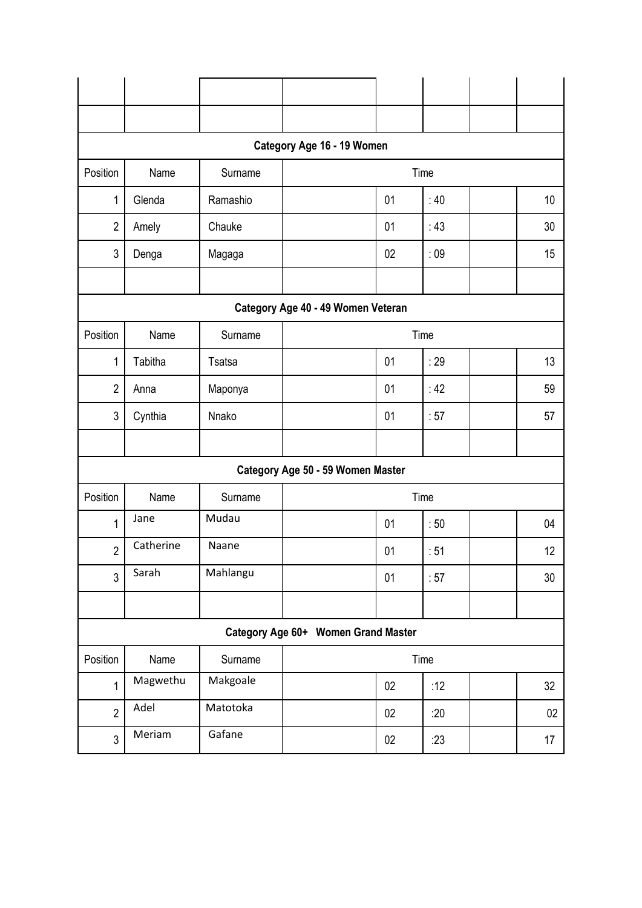| | | | | | | | |
|---|---|---|---|---|---|---|---|
| | | | | | | | |
| | | | | | | | |
| **Category Age 16 - 19 Women** | | | | | | | |
| Position | Name | Surname | Time | | | | |
| 1 | Glenda | Ramashio | | 01 | : 40 | | 10 |
| 2 | Amely | Chauke | | 01 | : 43 | | 30 |
| 3 | Denga | Magaga | | 02 | : 09 | | 15 |
| | | | | | | | |
| **Category Age 40 - 49 Women Veteran** | | | | | | | |
| Position | Name | Surname | Time | | | | |
| 1 | Tabitha | Tsatsa | | 01 | : 29 | | 13 |
| 2 | Anna | Maponya | | 01 | : 42 | | 59 |
| 3 | Cynthia | Nnako | | 01 | : 57 | | 57 |
| | | | | | | | |
| **Category Age 50 - 59 Women Master** | | | | | | | |
| Position | Name | Surname | Time | | | | |
| 1 | Jane | Mudau | | 01 | : 50 | | 04 |
| 2 | Catherine | Naane | | 01 | : 51 | | 12 |
| 3 | Sarah | Mahlangu | | 01 | : 57 | | 30 |
| | | | | | | | |
| **Category Age 60+ Women Grand Master** | | | | | | | |
| Position | Name | Surname | Time | | | | |
| 1 | Magwethu | Makgoale | | 02 | :12 | | 32 |
| 2 | Adel | Matotoka | | 02 | :20 | | 02 |
| 3 | Meriam | Gafane | | 02 | :23 | | 17 |